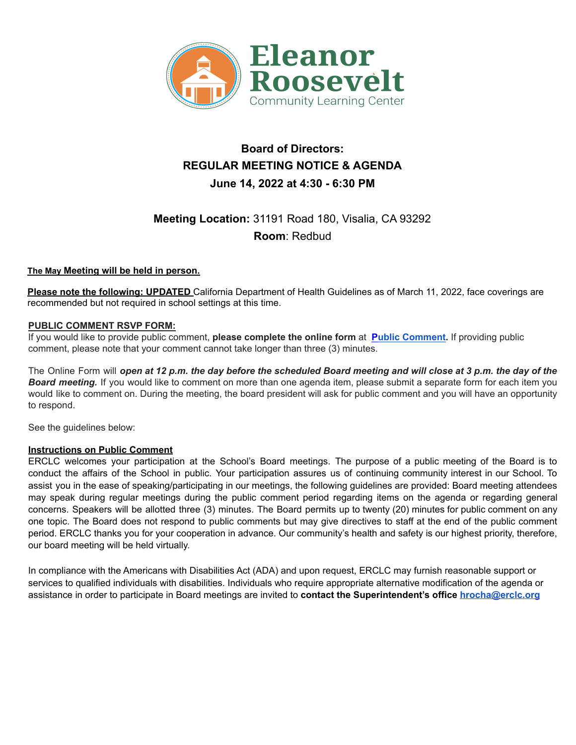# Eleanor Roosevelt
Community Learning Center

## Board of Directors:
## REGULAR MEETING NOTICE & AGENDA
## June 14, 2022 at 4:30 - 6:30 PM

**Meeting Location:** 31191 Road 180, Visalia, CA 93292

**Room**: Redbud

**The May Meeting will be held in person.**

**Please note the following: UPDATED** California Department of Health Guidelines as of March 11, 2022, face coverings are recommended but not required in school settings at this time.

**PUBLIC COMMENT RSVP FORM:**
If you would like to provide public comment, **please complete the online form** at **Public Comment.** If providing public comment, please note that your comment cannot take longer than three (3) minutes.

The Online Form will ***open at 12 p.m. the day before the scheduled Board meeting and will close at 3 p.m. the day of the Board meeting.*** If you would like to comment on more than one agenda item, please submit a separate form for each item you would like to comment on. During the meeting, the board president will ask for public comment and you will have an opportunity to respond.

See the guidelines below:

**Instructions on Public Comment**
ERCLC welcomes your participation at the School's Board meetings. The purpose of a public meeting of the Board is to conduct the affairs of the School in public. Your participation assures us of continuing community interest in our School. To assist you in the ease of speaking/participating in our meetings, the following guidelines are provided: Board meeting attendees may speak during regular meetings during the public comment period regarding items on the agenda or regarding general concerns. Speakers will be allotted three (3) minutes. The Board permits up to twenty (20) minutes for public comment on any one topic. The Board does not respond to public comments but may give directives to staff at the end of the public comment period. ERCLC thanks you for your cooperation in advance. Our community's health and safety is our highest priority, therefore, our board meeting will be held virtually.

In compliance with the Americans with Disabilities Act (ADA) and upon request, ERCLC may furnish reasonable support or services to qualified individuals with disabilities. Individuals who require appropriate alternative modification of the agenda or assistance in order to participate in Board meetings are invited to **contact the Superintendent's office** hrocha@erclc.org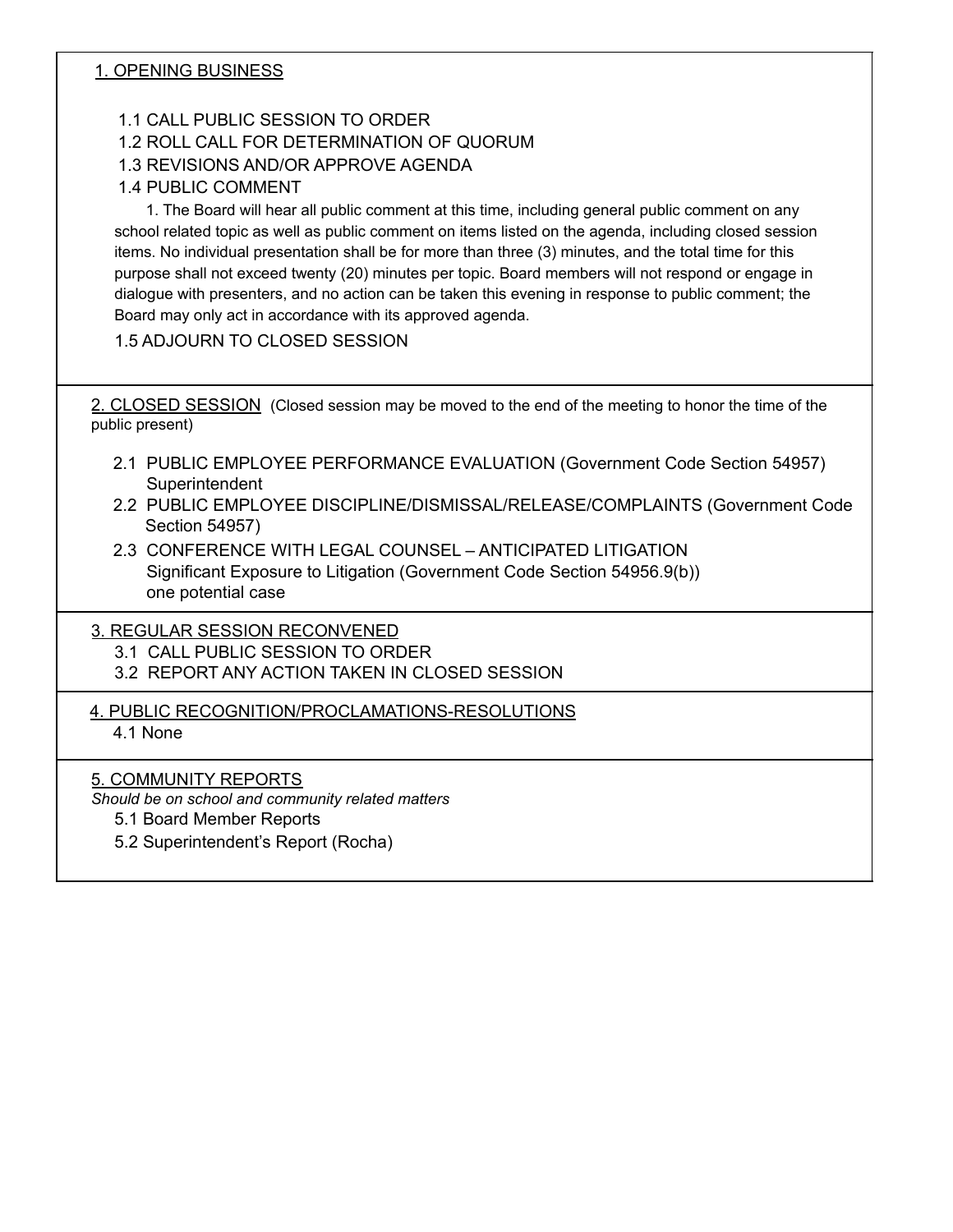## 1. OPENING BUSINESS

1.1 CALL PUBLIC SESSION TO ORDER
1.2 ROLL CALL FOR DETERMINATION OF QUORUM
1.3 REVISIONS AND/OR APPROVE AGENDA
1.4 PUBLIC COMMENT

1. The Board will hear all public comment at this time, including general public comment on any school related topic as well as public comment on items listed on the agenda, including closed session items. No individual presentation shall be for more than three (3) minutes, and the total time for this purpose shall not exceed twenty (20) minutes per topic. Board members will not respond or engage in dialogue with presenters, and no action can be taken this evening in response to public comment; the Board may only act in accordance with its approved agenda.

1.5 ADJOURN TO CLOSED SESSION

## 2. CLOSED SESSION

(Closed session may be moved to the end of the meeting to honor the time of the public present)

2.1 PUBLIC EMPLOYEE PERFORMANCE EVALUATION (Government Code Section 54957)
Superintendent

2.2 PUBLIC EMPLOYEE DISCIPLINE/DISMISSAL/RELEASE/COMPLAINTS (Government Code Section 54957)

2.3 CONFERENCE WITH LEGAL COUNSEL – ANTICIPATED LITIGATION
Significant Exposure to Litigation (Government Code Section 54956.9(b))
one potential case

## 3. REGULAR SESSION RECONVENED

3.1 CALL PUBLIC SESSION TO ORDER
3.2 REPORT ANY ACTION TAKEN IN CLOSED SESSION

## 4. PUBLIC RECOGNITION/PROCLAMATIONS-RESOLUTIONS

4.1 None

## 5. COMMUNITY REPORTS

*Should be on school and community related matters*

5.1 Board Member Reports
5.2 Superintendent's Report (Rocha)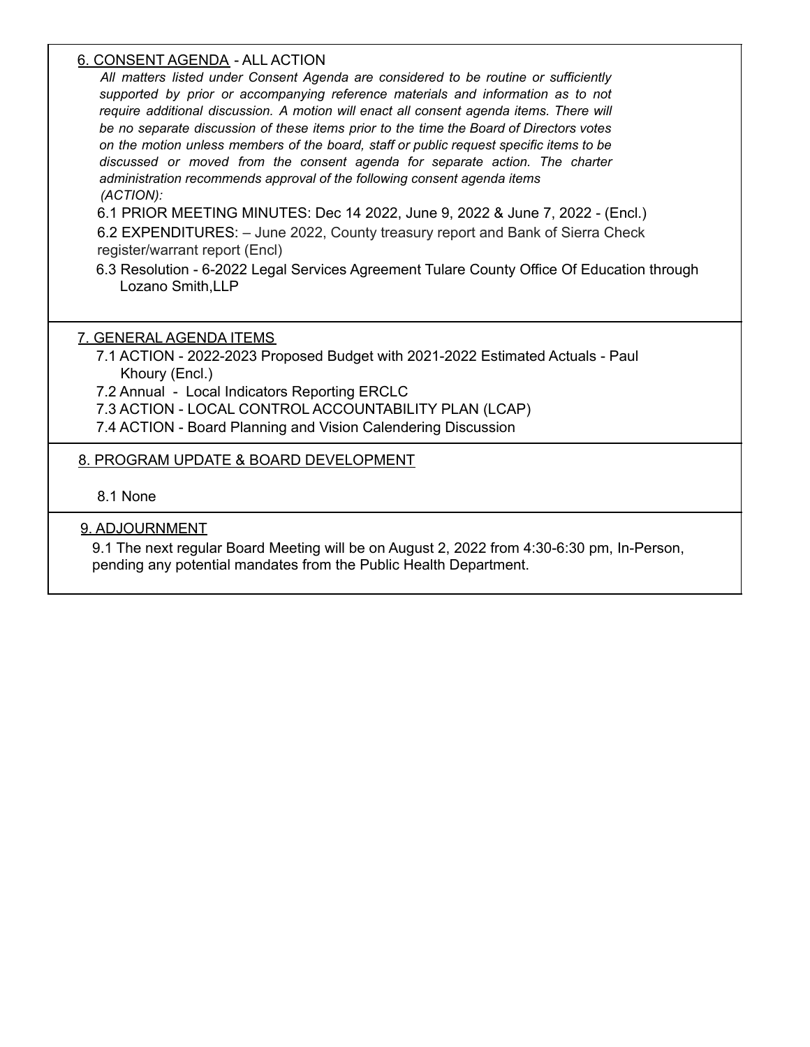6. CONSENT AGENDA - ALL ACTION

*All matters listed under Consent Agenda are considered to be routine or sufficiently supported by prior or accompanying reference materials and information as to not require additional discussion. A motion will enact all consent agenda items. There will be no separate discussion of these items prior to the time the Board of Directors votes on the motion unless members of the board, staff or public request specific items to be discussed or moved from the consent agenda for separate action. The charter administration recommends approval of the following consent agenda items (ACTION):*

6.1 PRIOR MEETING MINUTES: Dec 14 2022, June 9, 2022 & June 7, 2022 - (Encl.)

6.2 EXPENDITURES: – June 2022, County treasury report and Bank of Sierra Check register/warrant report (Encl)

6.3 Resolution - 6-2022 Legal Services Agreement Tulare County Office Of Education through Lozano Smith,LLP

7. GENERAL AGENDA ITEMS

7.1 ACTION - 2022-2023 Proposed Budget with 2021-2022 Estimated Actuals - Paul Khoury (Encl.)

7.2 Annual - Local Indicators Reporting ERCLC

7.3 ACTION - LOCAL CONTROL ACCOUNTABILITY PLAN (LCAP)

7.4 ACTION - Board Planning and Vision Calendering Discussion

8. PROGRAM UPDATE & BOARD DEVELOPMENT

8.1 None

9. ADJOURNMENT

9.1 The next regular Board Meeting will be on August 2, 2022 from 4:30-6:30 pm, In-Person, pending any potential mandates from the Public Health Department.